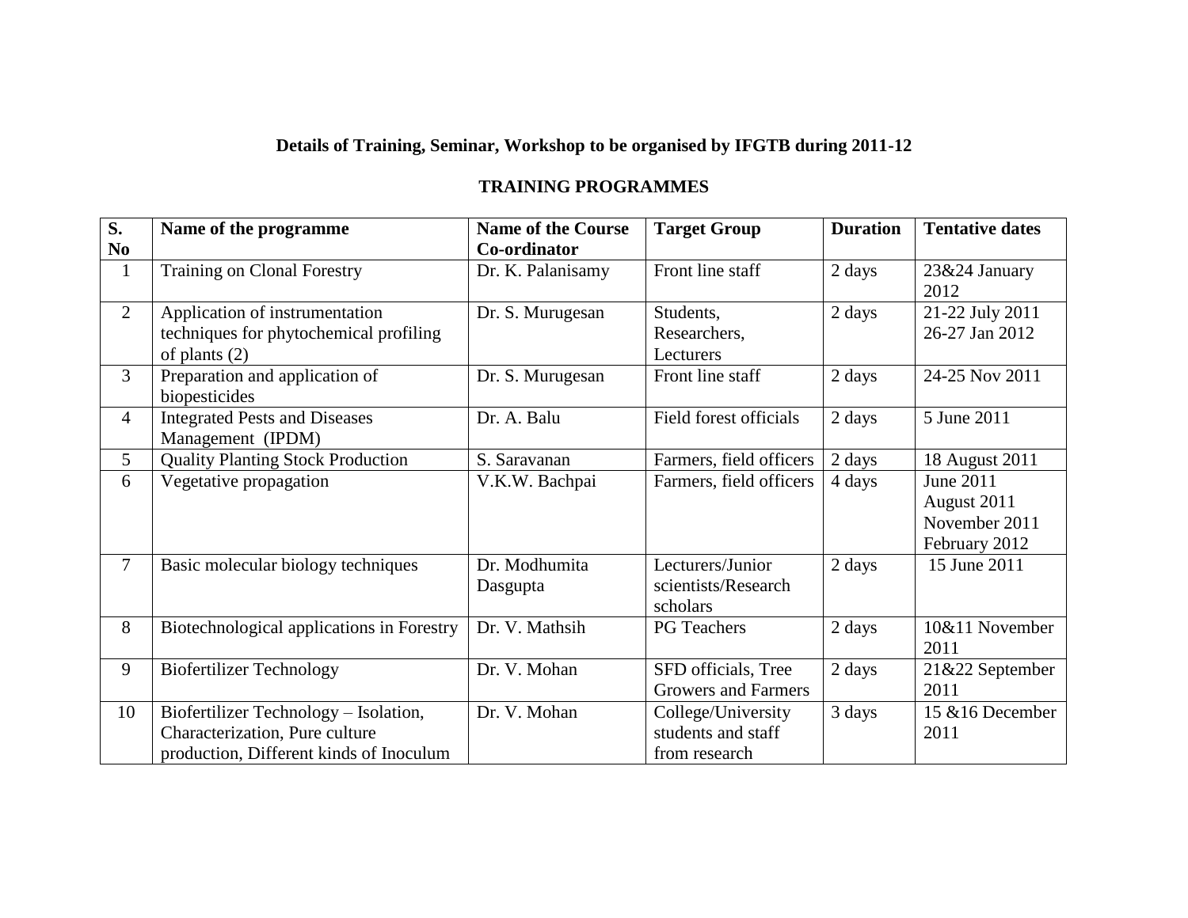## Details of Training, Seminar, Workshop to be organised by IFGTB during 2011-12

### TRAINING PROGRAMMES

| S. No | Name of the programme | Name of the Course Co-ordinator | Target Group | Duration | Tentative dates |
|---|---|---|---|---|---|
| 1 | Training on Clonal Forestry | Dr. K. Palanisamy | Front line staff | 2 days | 23&24 January 2012 |
| 2 | Application of instrumentation techniques for phytochemical profiling of plants (2) | Dr. S. Murugesan | Students, Researchers, Lecturers | 2 days | 21-22 July 2011<br>26-27 Jan 2012 |
| 3 | Preparation and application of biopesticides | Dr. S. Murugesan | Front line staff | 2 days | 24-25 Nov 2011 |
| 4 | Integrated Pests and Diseases Management (IPDM) | Dr. A. Balu | Field forest officials | 2 days | 5 June 2011 |
| 5 | Quality Planting Stock Production | S. Saravanan | Farmers, field officers | 2 days | 18 August 2011 |
| 6 | Vegetative propagation | V.K.W. Bachpai | Farmers, field officers | 4 days | June 2011<br>August 2011<br>November 2011<br>February 2012 |
| 7 | Basic molecular biology techniques | Dr. Modhumita Dasgupta | Lecturers/Junior scientists/Research scholars | 2 days | 15 June 2011 |
| 8 | Biotechnological applications in Forestry | Dr. V. Mathsih | PG Teachers | 2 days | 10&11 November 2011 |
| 9 | Biofertilizer Technology | Dr. V. Mohan | SFD officials, Tree Growers and Farmers | 2 days | 21&22 September 2011 |
| 10 | Biofertilizer Technology – Isolation, Characterization, Pure culture production, Different kinds of Inoculum | Dr. V. Mohan | College/University students and staff from research | 3 days | 15 &16 December 2011 |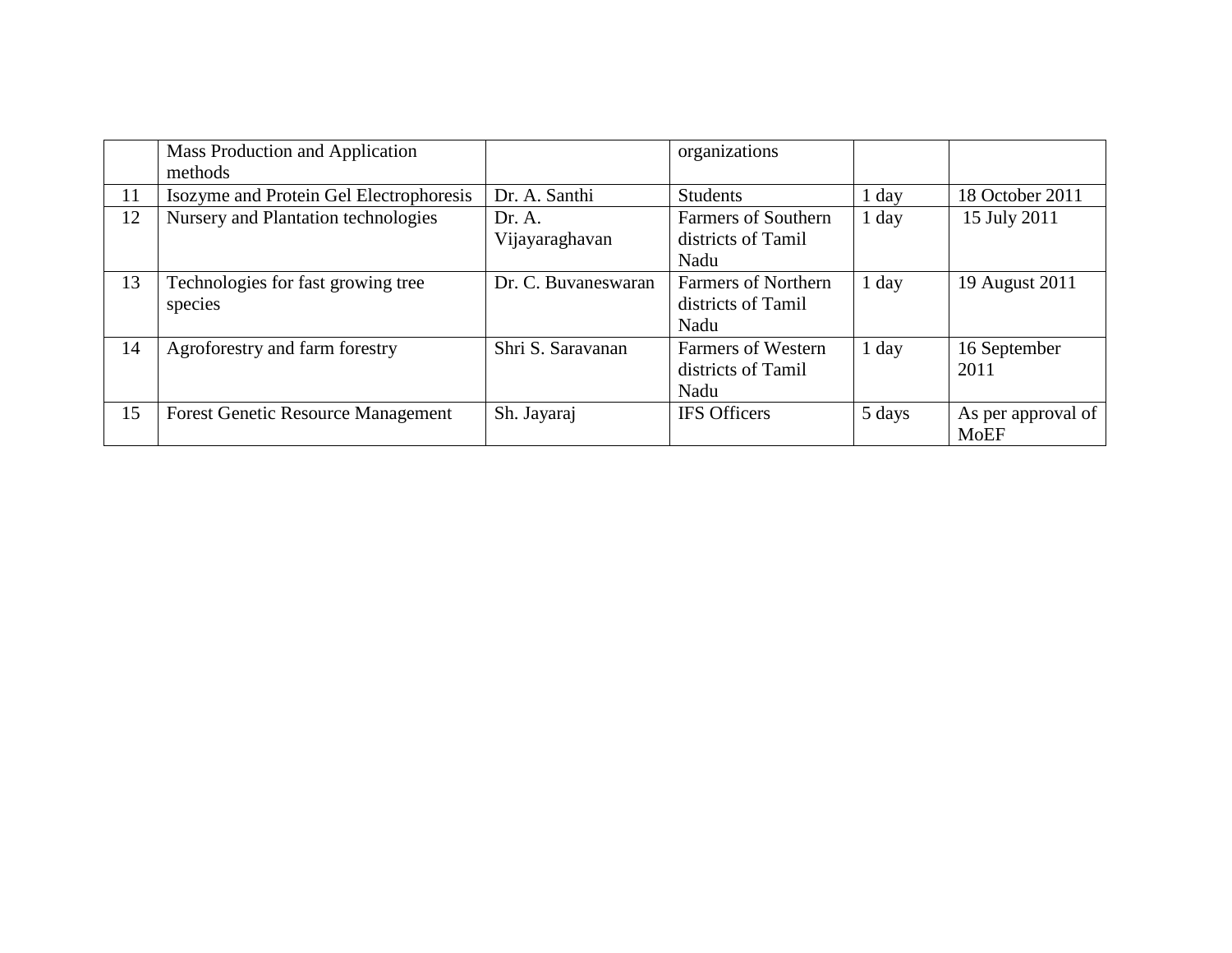| | | | | | |
|---|---|---|---|---|---|
| | Mass Production and Application methods | | organizations | | |
| 11 | Isozyme and Protein Gel Electrophoresis | Dr. A. Santhi | Students | 1 day | 18 October 2011 |
| 12 | Nursery and Plantation technologies | Dr. A. Vijayaraghavan | Farmers of Southern districts of Tamil Nadu | 1 day | 15 July 2011 |
| 13 | Technologies for fast growing tree species | Dr. C. Buvaneswaran | Farmers of Northern districts of Tamil Nadu | 1 day | 19 August 2011 |
| 14 | Agroforestry and farm forestry | Shri S. Saravanan | Farmers of Western districts of Tamil Nadu | 1 day | 16 September 2011 |
| 15 | Forest Genetic Resource Management | Sh. Jayaraj | IFS Officers | 5 days | As per approval of MoEF |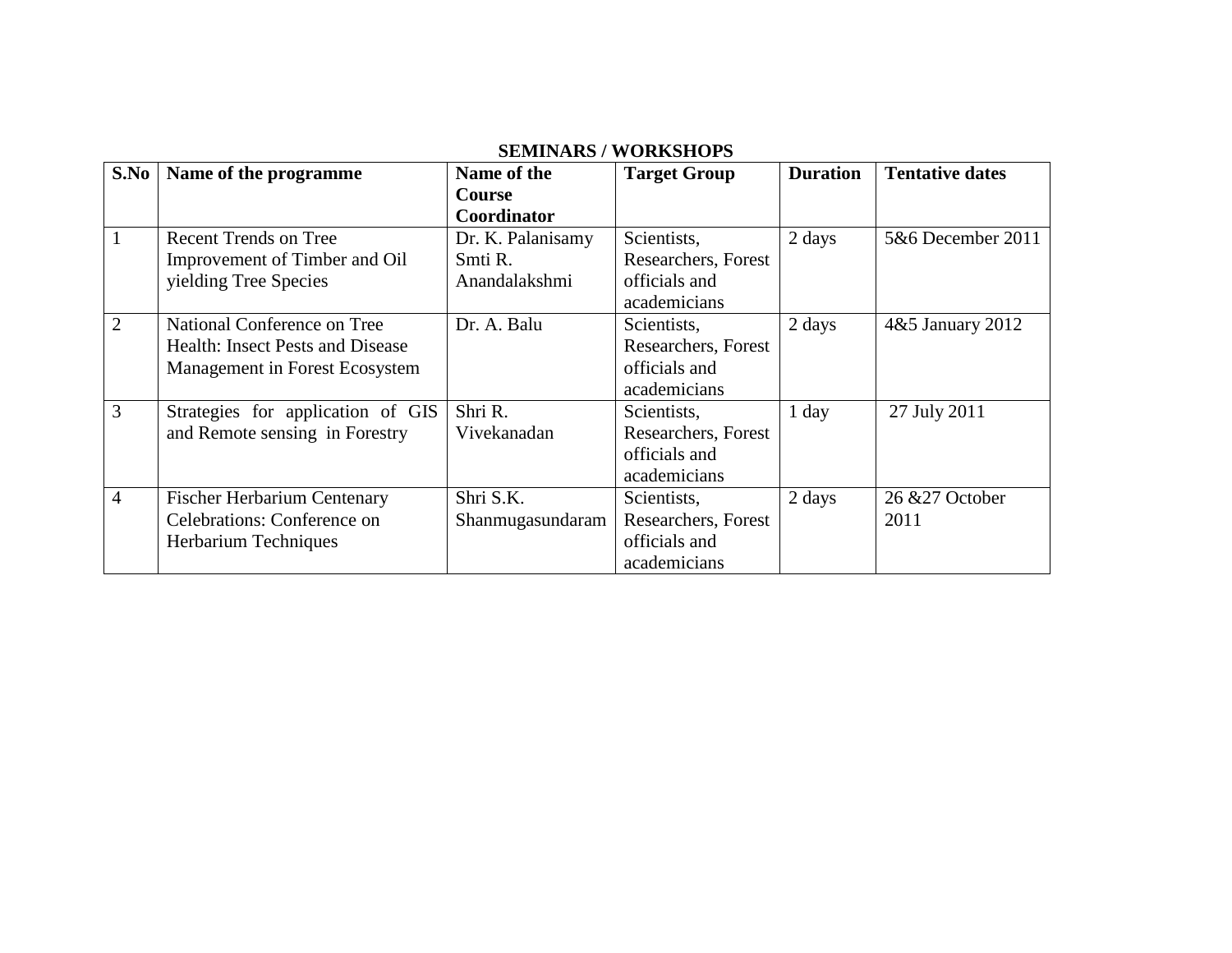**SEMINARS / WORKSHOPS**

| S.No | Name of the programme | Name of the Course Coordinator | Target Group | Duration | Tentative dates |
|---|---|---|---|---|---|
| 1 | Recent Trends on Tree Improvement of Timber and Oil yielding Tree Species | Dr. K. Palanisamy Smti R. Anandalakshmi | Scientists, Researchers, Forest officials and academicians | 2 days | 5&6 December 2011 |
| 2 | National Conference on Tree Health: Insect Pests and Disease Management in Forest Ecosystem | Dr. A. Balu | Scientists, Researchers, Forest officials and academicians | 2 days | 4&5 January 2012 |
| 3 | Strategies for application of GIS and Remote sensing in Forestry | Shri R. Vivekanadan | Scientists, Researchers, Forest officials and academicians | 1 day | 27 July 2011 |
| 4 | Fischer Herbarium Centenary Celebrations: Conference on Herbarium Techniques | Shri S.K. Shanmugasundaram | Scientists, Researchers, Forest officials and academicians | 2 days | 26 &27 October 2011 |